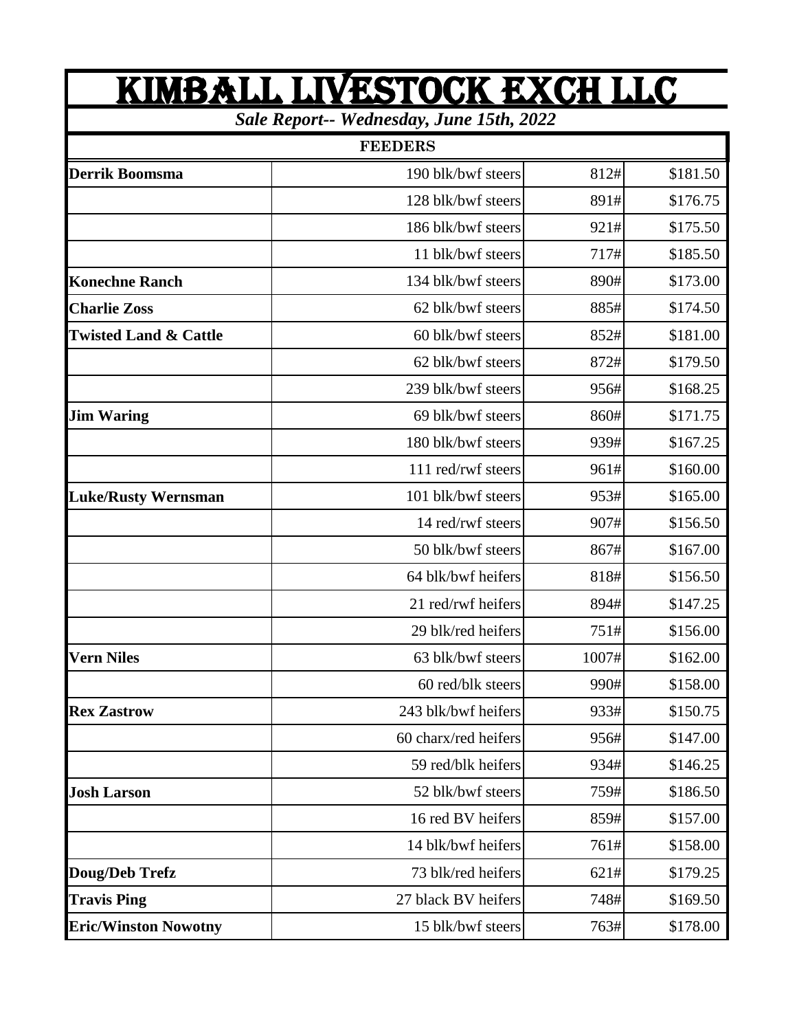# KIMBALL LIVESTOCK EXCH LLC

***Sale Report-- Wednesday, June 15th, 2022***

| FEEDERS | | | |
|---|---|---|---|
| **Derrik Boomsma** | 190 blk/bwf steers | 812# | $181.50 |
| | 128 blk/bwf steers | 891# | $176.75 |
| | 186 blk/bwf steers | 921# | $175.50 |
| | 11 blk/bwf steers | 717# | $185.50 |
| **Konechne Ranch** | 134 blk/bwf steers | 890# | $173.00 |
| **Charlie Zoss** | 62 blk/bwf steers | 885# | $174.50 |
| **Twisted Land & Cattle** | 60 blk/bwf steers | 852# | $181.00 |
| | 62 blk/bwf steers | 872# | $179.50 |
| | 239 blk/bwf steers | 956# | $168.25 |
| **Jim Waring** | 69 blk/bwf steers | 860# | $171.75 |
| | 180 blk/bwf steers | 939# | $167.25 |
| | 111 red/rwf steers | 961# | $160.00 |
| **Luke/Rusty Wernsman** | 101 blk/bwf steers | 953# | $165.00 |
| | 14 red/rwf steers | 907# | $156.50 |
| | 50 blk/bwf steers | 867# | $167.00 |
| | 64 blk/bwf heifers | 818# | $156.50 |
| | 21 red/rwf heifers | 894# | $147.25 |
| | 29 blk/red heifers | 751# | $156.00 |
| **Vern Niles** | 63 blk/bwf steers | 1007# | $162.00 |
| | 60 red/blk steers | 990# | $158.00 |
| **Rex Zastrow** | 243 blk/bwf heifers | 933# | $150.75 |
| | 60 charx/red heifers | 956# | $147.00 |
| | 59 red/blk heifers | 934# | $146.25 |
| **Josh Larson** | 52 blk/bwf steers | 759# | $186.50 |
| | 16 red BV heifers | 859# | $157.00 |
| | 14 blk/bwf heifers | 761# | $158.00 |
| **Doug/Deb Trefz** | 73 blk/red heifers | 621# | $179.25 |
| **Travis Ping** | 27 black BV heifers | 748# | $169.50 |
| **Eric/Winston Nowotny** | 15 blk/bwf steers | 763# | $178.00 |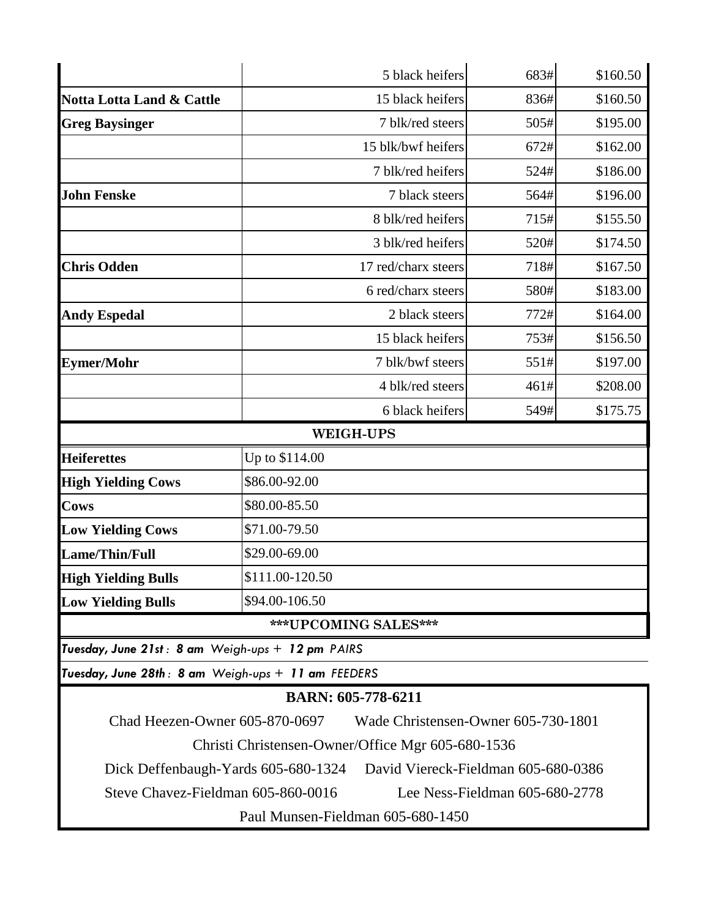| | | | |
|---|---|---|---|
| | 5 black heifers | 683# | $160.50 |
| **Notta Lotta Land & Cattle** | 15 black heifers | 836# | $160.50 |
| **Greg Baysinger** | 7 blk/red steers | 505# | $195.00 |
| | 15 blk/bwf heifers | 672# | $162.00 |
| | 7 blk/red heifers | 524# | $186.00 |
| **John Fenske** | 7 black steers | 564# | $196.00 |
| | 8 blk/red heifers | 715# | $155.50 |
| | 3 blk/red heifers | 520# | $174.50 |
| **Chris Odden** | 17 red/charx steers | 718# | $167.50 |
| | 6 red/charx steers | 580# | $183.00 |
| **Andy Espedal** | 2 black steers | 772# | $164.00 |
| | 15 black heifers | 753# | $156.50 |
| **Eymer/Mohr** | 7 blk/bwf steers | 551# | $197.00 |
| | 4 blk/red steers | 461# | $208.00 |
| | 6 black heifers | 549# | $175.75 |

**WEIGH-UPS**

| | |
|---|---|
| **Heiferettes** | Up to $114.00 |
| **High Yielding Cows** | $86.00-92.00 |
| **Cows** | $80.00-85.50 |
| **Low Yielding Cows** | $71.00-79.50 |
| **Lame/Thin/Full** | $29.00-69.00 |
| **High Yielding Bulls** | $111.00-120.50 |
| **Low Yielding Bulls** | $94.00-106.50 |

**\*\*\*UPCOMING SALES\*\*\***

***Tuesday, June 21st*** *:* ***8 am*** *Weigh-ups +* ***12 pm*** *PAIRS*

***Tuesday, June 28th*** *:* ***8 am*** *Weigh-ups +* ***11 am*** *FEEDERS*

**BARN: 605-778-6211**

Chad Heezen-Owner 605-870-0697 Wade Christensen-Owner 605-730-1801

Christi Christensen-Owner/Office Mgr 605-680-1536

Dick Deffenbaugh-Yards 605-680-1324 David Viereck-Fieldman 605-680-0386

Steve Chavez-Fieldman 605-860-0016 Lee Ness-Fieldman 605-680-2778

Paul Munsen-Fieldman 605-680-1450